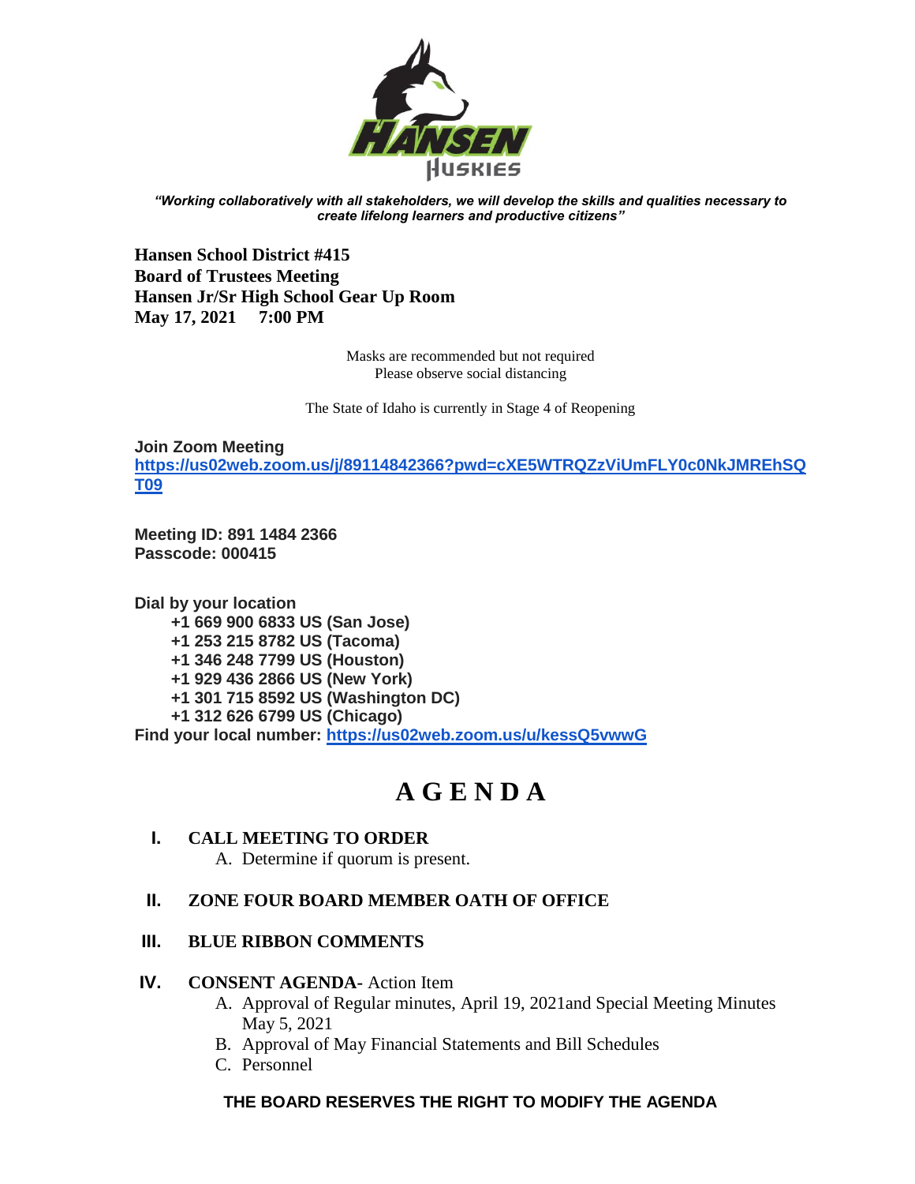*"Working collaboratively with all stakeholders, we will develop the skills and qualities necessary to create lifelong learners and productive citizens"*

**Hansen School District #415**
**Board of Trustees Meeting**
**Hansen Jr/Sr High School Gear Up Room**
**May 17, 2021 7:00 PM**

Masks are recommended but not required
Please observe social distancing

The State of Idaho is currently in Stage 4 of Reopening

**Join Zoom Meeting**
**https://us02web.zoom.us/j/89114842366?pwd=cXE5WTRQZzViUmFLY0c0NkJMREhSQT09**

**Meeting ID: 891 1484 2366**
**Passcode: 000415**

**Dial by your location**
**+1 669 900 6833 US (San Jose)**
**+1 253 215 8782 US (Tacoma)**
**+1 346 248 7799 US (Houston)**
**+1 929 436 2866 US (New York)**
**+1 301 715 8592 US (Washington DC)**
**+1 312 626 6799 US (Chicago)**
**Find your local number: https://us02web.zoom.us/u/kessQ5vwwG**

# A G E N D A

**I. CALL MEETING TO ORDER**
   A. Determine if quorum is present.

**II. ZONE FOUR BOARD MEMBER OATH OF OFFICE**

**III. BLUE RIBBON COMMENTS**

**IV. CONSENT AGENDA-** Action Item
   A. Approval of Regular minutes, April 19, 2021and Special Meeting Minutes May 5, 2021
   B. Approval of May Financial Statements and Bill Schedules
   C. Personnel

**THE BOARD RESERVES THE RIGHT TO MODIFY THE AGENDA**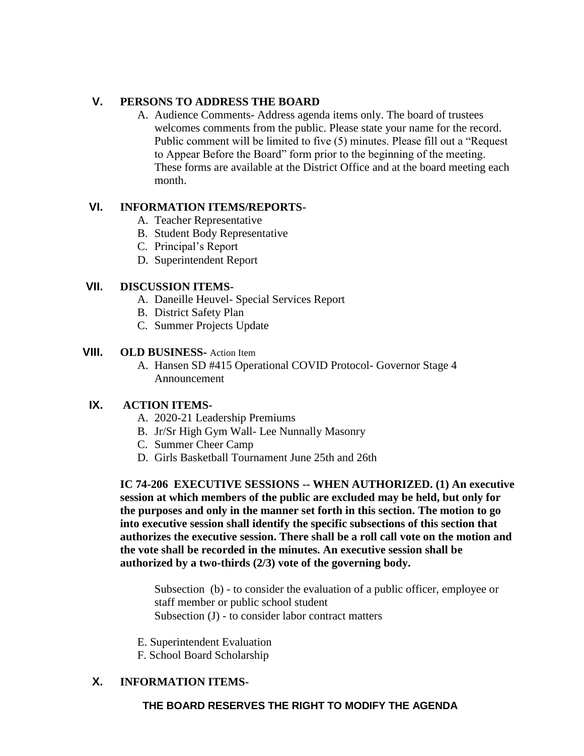## V. PERSONS TO ADDRESS THE BOARD

A. Audience Comments- Address agenda items only. The board of trustees welcomes comments from the public. Please state your name for the record. Public comment will be limited to five (5) minutes. Please fill out a "Request to Appear Before the Board" form prior to the beginning of the meeting. These forms are available at the District Office and at the board meeting each month.

## VI. INFORMATION ITEMS/REPORTS-

A. Teacher Representative
B. Student Body Representative
C. Principal's Report
D. Superintendent Report

## VII. DISCUSSION ITEMS-

A. Daneille Heuvel- Special Services Report
B. District Safety Plan
C. Summer Projects Update

## VIII. OLD BUSINESS- Action Item

A. Hansen SD #415 Operational COVID Protocol- Governor Stage 4 Announcement

## IX. ACTION ITEMS-

A. 2020-21 Leadership Premiums
B. Jr/Sr High Gym Wall- Lee Nunnally Masonry
C. Summer Cheer Camp
D. Girls Basketball Tournament June 25th and 26th

**IC 74-206 EXECUTIVE SESSIONS -- WHEN AUTHORIZED. (1) An executive session at which members of the public are excluded may be held, but only for the purposes and only in the manner set forth in this section. The motion to go into executive session shall identify the specific subsections of this section that authorizes the executive session. There shall be a roll call vote on the motion and the vote shall be recorded in the minutes. An executive session shall be authorized by a two-thirds (2/3) vote of the governing body.**

Subsection (b) - to consider the evaluation of a public officer, employee or staff member or public school student
Subsection (J) - to consider labor contract matters

E. Superintendent Evaluation
F. School Board Scholarship

## X. INFORMATION ITEMS-

**THE BOARD RESERVES THE RIGHT TO MODIFY THE AGENDA**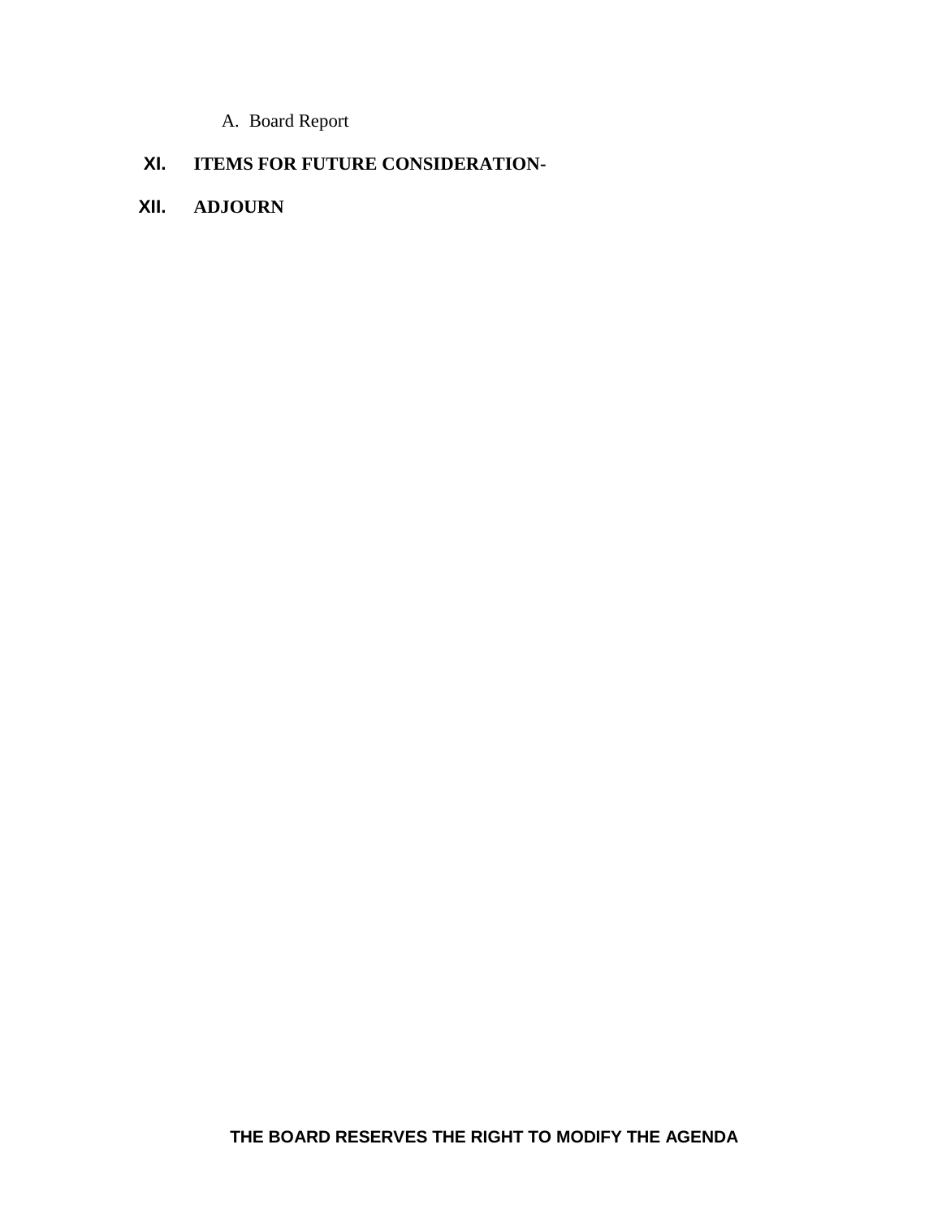A. Board Report

**XI. ITEMS FOR FUTURE CONSIDERATION-**

**XII. ADJOURN**

**THE BOARD RESERVES THE RIGHT TO MODIFY THE AGENDA**